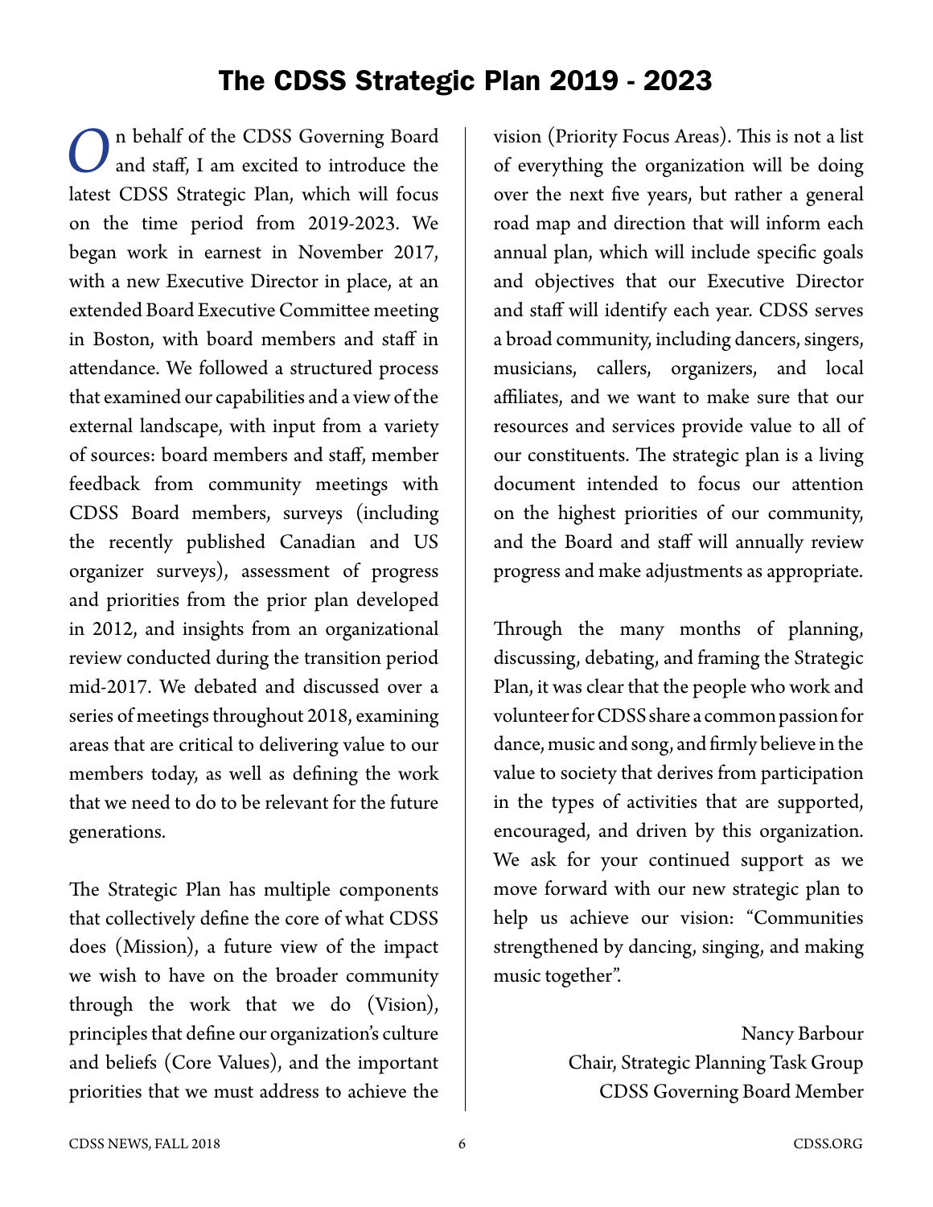# The CDSS Strategic Plan 2019 - 2023

On behalf of the CDSS Governing Board and staff, I am excited to introduce the latest CDSS Strategic Plan, which will focus on the time period from 2019-2023. We began work in earnest in November 2017, with a new Executive Director in place, at an extended Board Executive Committee meeting in Boston, with board members and staff in attendance. We followed a structured process that examined our capabilities and a view of the external landscape, with input from a variety of sources: board members and staff, member feedback from community meetings with CDSS Board members, surveys (including the recently published Canadian and US organizer surveys), assessment of progress and priorities from the prior plan developed in 2012, and insights from an organizational review conducted during the transition period mid-2017. We debated and discussed over a series of meetings throughout 2018, examining areas that are critical to delivering value to our members today, as well as defining the work that we need to do to be relevant for the future generations.

The Strategic Plan has multiple components that collectively define the core of what CDSS does (Mission), a future view of the impact we wish to have on the broader community through the work that we do (Vision), principles that define our organization's culture and beliefs (Core Values), and the important priorities that we must address to achieve the vision (Priority Focus Areas). This is not a list of everything the organization will be doing over the next five years, but rather a general road map and direction that will inform each annual plan, which will include specific goals and objectives that our Executive Director and staff will identify each year. CDSS serves a broad community, including dancers, singers, musicians, callers, organizers, and local affiliates, and we want to make sure that our resources and services provide value to all of our constituents. The strategic plan is a living document intended to focus our attention on the highest priorities of our community, and the Board and staff will annually review progress and make adjustments as appropriate.

Through the many months of planning, discussing, debating, and framing the Strategic Plan, it was clear that the people who work and volunteer for CDSS share a common passion for dance, music and song, and firmly believe in the value to society that derives from participation in the types of activities that are supported, encouraged, and driven by this organization. We ask for your continued support as we move forward with our new strategic plan to help us achieve our vision: "Communities strengthened by dancing, singing, and making music together".

Nancy Barbour
Chair, Strategic Planning Task Group
CDSS Governing Board Member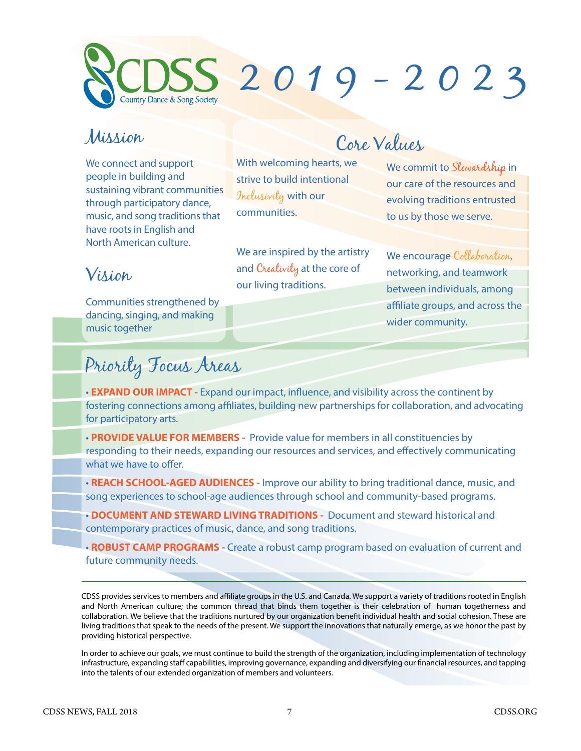# CDSS 2019 - 2023

CDSS Country Dance & Song Society

## Mission

We connect and support people in building and sustaining vibrant communities through participatory dance, music, and song traditions that have roots in English and North American culture.

## Vision

Communities strengthened by dancing, singing, and making music together

## Core Values

With welcoming hearts, we strive to build intentional *Inclusivity* with our communities.

We commit to *Stewardship* in our care of the resources and evolving traditions entrusted to us by those we serve.

We are inspired by the artistry and *Creativity* at the core of our living traditions.

We encourage *Collaboration*, networking, and teamwork between individuals, among affiliate groups, and across the wider community.

## Priority Focus Areas

- **EXPAND OUR IMPACT -** Expand our impact, influence, and visibility across the continent by fostering connections among affiliates, building new partnerships for collaboration, and advocating for participatory arts.
- **PROVIDE VALUE FOR MEMBERS -** Provide value for members in all constituencies by responding to their needs, expanding our resources and services, and effectively communicating what we have to offer.
- **REACH SCHOOL-AGED AUDIENCES -** Improve our ability to bring traditional dance, music, and song experiences to school-age audiences through school and community-based programs.
- **DOCUMENT AND STEWARD LIVING TRADITIONS -** Document and steward historical and contemporary practices of music, dance, and song traditions.
- **ROBUST CAMP PROGRAMS -** Create a robust camp program based on evaluation of current and future community needs.

---

CDSS provides services to members and affiliate groups in the U.S. and Canada. We support a variety of traditions rooted in English and North American culture; the common thread that binds them together is their celebration of human togetherness and collaboration. We believe that the traditions nurtured by our organization benefit individual health and social cohesion. These are living traditions that speak to the needs of the present. We support the innovations that naturally emerge, as we honor the past by providing historical perspective.

In order to achieve our goals, we must continue to build the strength of the organization, including implementation of technology infrastructure, expanding staff capabilities, improving governance, expanding and diversifying our financial resources, and tapping into the talents of our extended organization of members and volunteers.